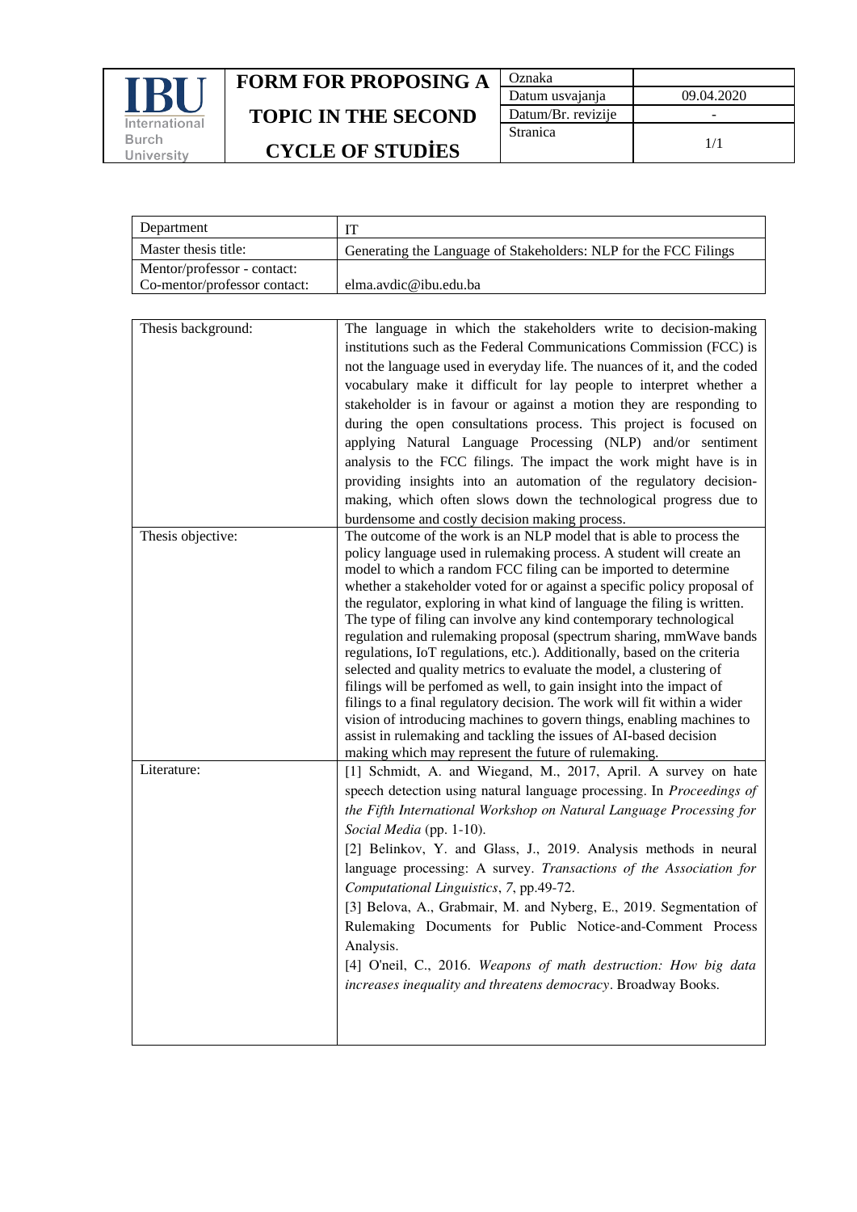| IBU International Burch University | FORM FOR PROPOSING A TOPIC IN THE SECOND CYCLE OF STUDİES | Oznaka | |
|---|---|---|---|
| | | Datum usvajanja | 09.04.2020 |
| | | Datum/Br. revizije | - |
| | | Stranica | 1/1 |

| Department | IT |
|---|---|
| Master thesis title: | Generating the Language of Stakeholders: NLP for the FCC Filings |
| Mentor/professor - contact:<br>Co-mentor/professor contact: | elma.avdic@ibu.edu.ba |

| Thesis background: | The language in which the stakeholders write to decision-making institutions such as the Federal Communications Commission (FCC) is not the language used in everyday life. The nuances of it, and the coded vocabulary make it difficult for lay people to interpret whether a stakeholder is in favour or against a motion they are responding to during the open consultations process. This project is focused on applying Natural Language Processing (NLP) and/or sentiment analysis to the FCC filings. The impact the work might have is in providing insights into an automation of the regulatory decision-making, which often slows down the technological progress due to burdensome and costly decision making process. |
|---|---|
| Thesis objective: | The outcome of the work is an NLP model that is able to process the policy language used in rulemaking process. A student will create an model to which a random FCC filing can be imported to determine whether a stakeholder voted for or against a specific policy proposal of the regulator, exploring in what kind of language the filing is written. The type of filing can involve any kind contemporary technological regulation and rulemaking proposal (spectrum sharing, mmWave bands regulations, IoT regulations, etc.). Additionally, based on the criteria selected and quality metrics to evaluate the model, a clustering of filings will be perfomed as well, to gain insight into the impact of filings to a final regulatory decision. The work will fit within a wider vision of introducing machines to govern things, enabling machines to assist in rulemaking and tackling the issues of AI-based decision making which may represent the future of rulemaking. |
| Literature: | [1] Schmidt, A. and Wiegand, M., 2017, April. A survey on hate speech detection using natural language processing. In *Proceedings of the Fifth International Workshop on Natural Language Processing for Social Media* (pp. 1-10).<br>[2] Belinkov, Y. and Glass, J., 2019. Analysis methods in neural language processing: A survey. *Transactions of the Association for Computational Linguistics*, *7*, pp.49-72.<br>[3] Belova, A., Grabmair, M. and Nyberg, E., 2019. Segmentation of Rulemaking Documents for Public Notice-and-Comment Process Analysis.<br>[4] O'neil, C., 2016. *Weapons of math destruction: How big data increases inequality and threatens democracy*. Broadway Books. |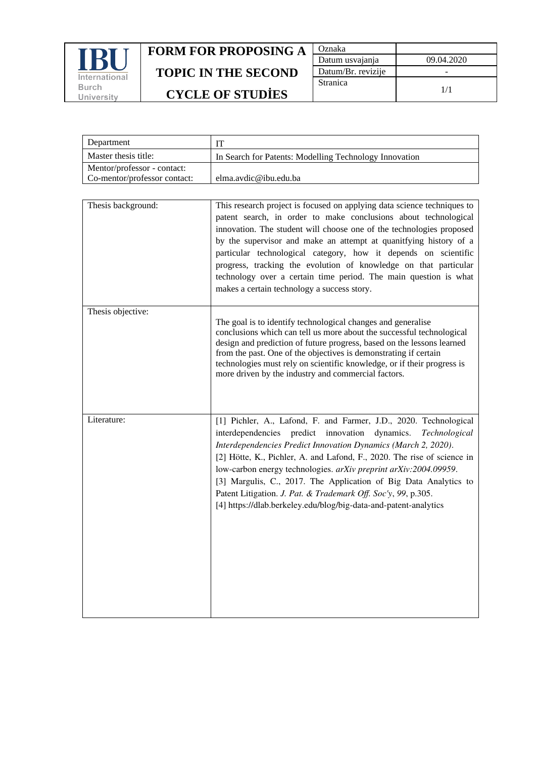| | **FORM FOR PROPOSING A TOPIC IN THE SECOND CYCLE OF STUDİES** | Oznaka | |
|---|---|---|---|
| | | Datum usvajanja | 09.04.2020 |
| | | Datum/Br. revizije | - |
| | | Stranica | 1/1 |

| Department | IT |
|---|---|
| Master thesis title: | In Search for Patents: Modelling Technology Innovation |
| Mentor/professor - contact:<br>Co-mentor/professor contact: | elma.avdic@ibu.edu.ba |

| Thesis background: | This research project is focused on applying data science techniques to patent search, in order to make conclusions about technological innovation. The student will choose one of the technologies proposed by the supervisor and make an attempt at quanitfying history of a particular technological category, how it depends on scientific progress, tracking the evolution of knowledge on that particular technology over a certain time period. The main question is what makes a certain technology a success story. |
|---|---|
| Thesis objective: | The goal is to identify technological changes and generalise conclusions which can tell us more about the successful technological design and prediction of future progress, based on the lessons learned from the past. One of the objectives is demonstrating if certain technologies must rely on scientific knowledge, or if their progress is more driven by the industry and commercial factors. |
| Literature: | [1] Pichler, A., Lafond, F. and Farmer, J.D., 2020. Technological interdependencies predict innovation dynamics. *Technological Interdependencies Predict Innovation Dynamics (March 2, 2020)*.<br>[2] Hötte, K., Pichler, A. and Lafond, F., 2020. The rise of science in low-carbon energy technologies. *arXiv preprint arXiv:2004.09959*.<br>[3] Margulis, C., 2017. The Application of Big Data Analytics to Patent Litigation. *J. Pat. & Trademark Off. Soc'y*, *99*, p.305.<br>[4] https://dlab.berkeley.edu/blog/big-data-and-patent-analytics |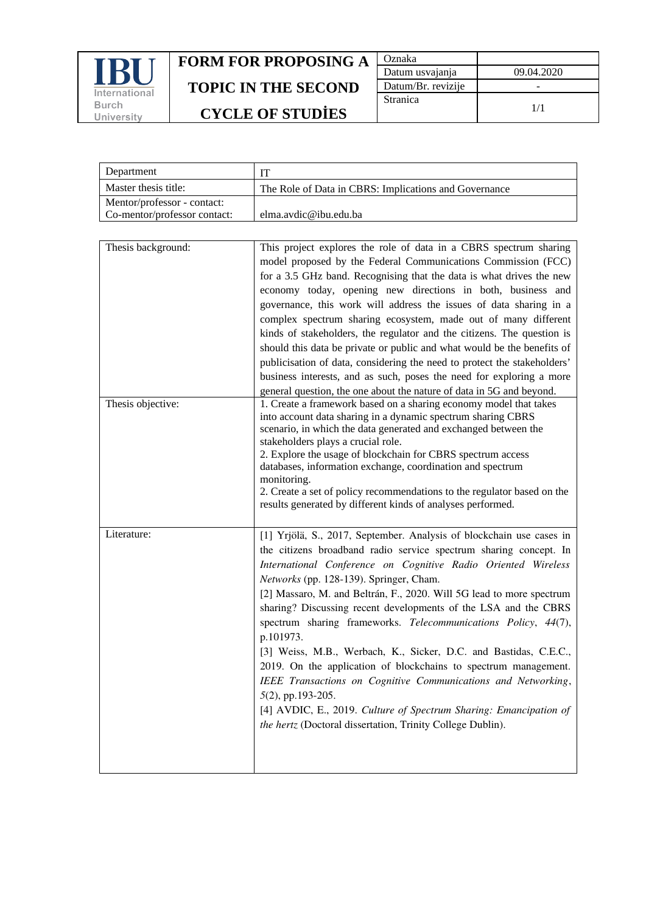| IBU International Burch University | FORM FOR PROPOSING A TOPIC IN THE SECOND CYCLE OF STUDİES | Oznaka | |
|---|---|---|---|
| | | Datum usvajanja | 09.04.2020 |
| | | Datum/Br. revizije | - |
| | | Stranica | 1/1 |

| Department | IT |
|---|---|
| Master thesis title: | The Role of Data in CBRS: Implications and Governance |
| Mentor/professor - contact:<br>Co-mentor/professor contact: | elma.avdic@ibu.edu.ba |

| | |
|---|---|
| Thesis background: | This project explores the role of data in a CBRS spectrum sharing model proposed by the Federal Communications Commission (FCC) for a 3.5 GHz band. Recognising that the data is what drives the new economy today, opening new directions in both, business and governance, this work will address the issues of data sharing in a complex spectrum sharing ecosystem, made out of many different kinds of stakeholders, the regulator and the citizens. The question is should this data be private or public and what would be the benefits of publicisation of data, considering the need to protect the stakeholders' business interests, and as such, poses the need for exploring a more general question, the one about the nature of data in 5G and beyond. |
| Thesis objective: | 1. Create a framework based on a sharing economy model that takes into account data sharing in a dynamic spectrum sharing CBRS scenario, in which the data generated and exchanged between the stakeholders plays a crucial role.<br>2. Explore the usage of blockchain for CBRS spectrum access databases, information exchange, coordination and spectrum monitoring.<br>2. Create a set of policy recommendations to the regulator based on the results generated by different kinds of analyses performed. |
| Literature: | [1] Yrjölä, S., 2017, September. Analysis of blockchain use cases in the citizens broadband radio service spectrum sharing concept. In *International Conference on Cognitive Radio Oriented Wireless Networks* (pp. 128-139). Springer, Cham.<br>[2] Massaro, M. and Beltrán, F., 2020. Will 5G lead to more spectrum sharing? Discussing recent developments of the LSA and the CBRS spectrum sharing frameworks. *Telecommunications Policy*, *44*(7), p.101973.<br>[3] Weiss, M.B., Werbach, K., Sicker, D.C. and Bastidas, C.E.C., 2019. On the application of blockchains to spectrum management. *IEEE Transactions on Cognitive Communications and Networking*, *5*(2), pp.193-205.<br>[4] AVDIC, E., 2019. *Culture of Spectrum Sharing: Emancipation of the hertz* (Doctoral dissertation, Trinity College Dublin). |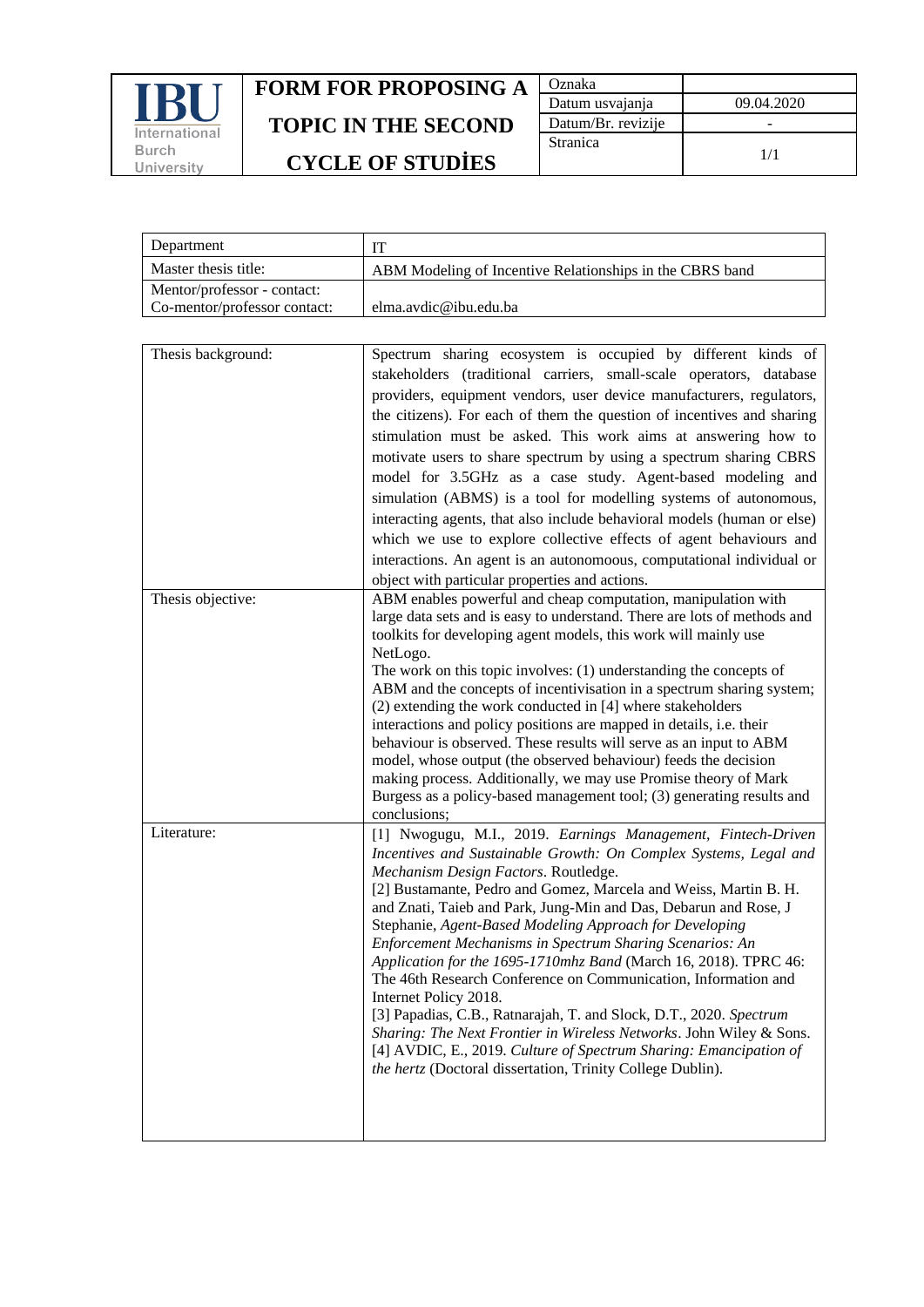| IBU International Burch University | FORM FOR PROPOSING A TOPIC IN THE SECOND CYCLE OF STUDİES | Oznaka | |
|---|---|---|---|
| | | Datum usvajanja | 09.04.2020 |
| | | Datum/Br. revizije | - |
| | | Stranica | 1/1 |

| Department | IT |
|---|---|
| Master thesis title: | ABM Modeling of Incentive Relationships in the CBRS band |
| Mentor/professor - contact: Co-mentor/professor contact: | elma.avdic@ibu.edu.ba |

| | |
|---|---|
| Thesis background: | Spectrum sharing ecosystem is occupied by different kinds of stakeholders (traditional carriers, small-scale operators, database providers, equipment vendors, user device manufacturers, regulators, the citizens). For each of them the question of incentives and sharing stimulation must be asked. This work aims at answering how to motivate users to share spectrum by using a spectrum sharing CBRS model for 3.5GHz as a case study. Agent-based modeling and simulation (ABMS) is a tool for modelling systems of autonomous, interacting agents, that also include behavioral models (human or else) which we use to explore collective effects of agent behaviours and interactions. An agent is an autonomoous, computational individual or object with particular properties and actions. |
| Thesis objective: | ABM enables powerful and cheap computation, manipulation with large data sets and is easy to understand. There are lots of methods and toolkits for developing agent models, this work will mainly use NetLogo.<br>The work on this topic involves: (1) understanding the concepts of ABM and the concepts of incentivisation in a spectrum sharing system; (2) extending the work conducted in [4] where stakeholders interactions and policy positions are mapped in details, i.e. their behaviour is observed. These results will serve as an input to ABM model, whose output (the observed behaviour) feeds the decision making process. Additionally, we may use Promise theory of Mark Burgess as a policy-based management tool; (3) generating results and conclusions; |
| Literature: | [1] Nwogugu, M.I., 2019. *Earnings Management, Fintech-Driven Incentives and Sustainable Growth: On Complex Systems, Legal and Mechanism Design Factors*. Routledge.<br>[2] Bustamante, Pedro and Gomez, Marcela and Weiss, Martin B. H. and Znati, Taieb and Park, Jung-Min and Das, Debarun and Rose, J Stephanie, *Agent-Based Modeling Approach for Developing Enforcement Mechanisms in Spectrum Sharing Scenarios: An Application for the 1695-1710mhz Band* (March 16, 2018). TPRC 46: The 46th Research Conference on Communication, Information and Internet Policy 2018.<br>[3] Papadias, C.B., Ratnarajah, T. and Slock, D.T., 2020. *Spectrum Sharing: The Next Frontier in Wireless Networks*. John Wiley & Sons.<br>[4] AVDIC, E., 2019. *Culture of Spectrum Sharing: Emancipation of the hertz* (Doctoral dissertation, Trinity College Dublin). |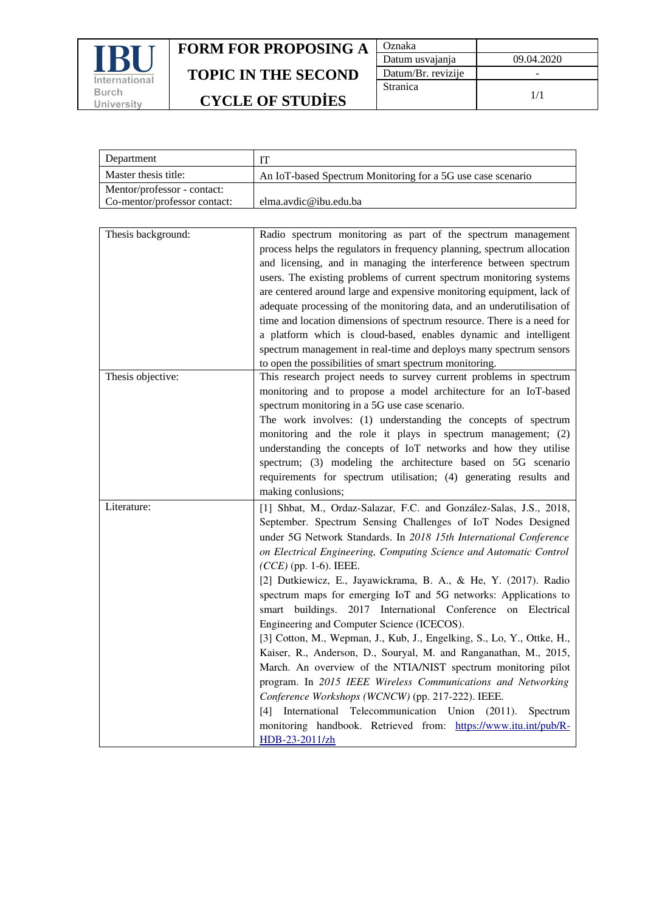| IBU International Burch University | FORM FOR PROPOSING A TOPIC IN THE SECOND CYCLE OF STUDİES | Oznaka | |
|---|---|---|---|
| | | Datum usvajanja | 09.04.2020 |
| | | Datum/Br. revizije | - |
| | | Stranica | 1/1 |

| | |
|---|---|
| Department | IT |
| Master thesis title: | An IoT-based Spectrum Monitoring for a 5G use case scenario |
| Mentor/professor - contact: Co-mentor/professor contact: | elma.avdic@ibu.edu.ba |

| | |
|---|---|
| Thesis background: | Radio spectrum monitoring as part of the spectrum management process helps the regulators in frequency planning, spectrum allocation and licensing, and in managing the interference between spectrum users. The existing problems of current spectrum monitoring systems are centered around large and expensive monitoring equipment, lack of adequate processing of the monitoring data, and an underutilisation of time and location dimensions of spectrum resource. There is a need for a platform which is cloud-based, enables dynamic and intelligent spectrum management in real-time and deploys many spectrum sensors to open the possibilities of smart spectrum monitoring. |
| Thesis objective: | This research project needs to survey current problems in spectrum monitoring and to propose a model architecture for an IoT-based spectrum monitoring in a 5G use case scenario. The work involves: (1) understanding the concepts of spectrum monitoring and the role it plays in spectrum management; (2) understanding the concepts of IoT networks and how they utilise spectrum; (3) modeling the architecture based on 5G scenario requirements for spectrum utilisation; (4) generating results and making conlusions; |
| Literature: | [1] Shbat, M., Ordaz-Salazar, F.C. and González-Salas, J.S., 2018, September. Spectrum Sensing Challenges of IoT Nodes Designed under 5G Network Standards. In *2018 15th International Conference on Electrical Engineering, Computing Science and Automatic Control (CCE)* (pp. 1-6). IEEE. [2] Dutkiewicz, E., Jayawickrama, B. A., & He, Y. (2017). Radio spectrum maps for emerging IoT and 5G networks: Applications to smart buildings. 2017 International Conference on Electrical Engineering and Computer Science (ICECOS). [3] Cotton, M., Wepman, J., Kub, J., Engelking, S., Lo, Y., Ottke, H., Kaiser, R., Anderson, D., Souryal, M. and Ranganathan, M., 2015, March. An overview of the NTIA/NIST spectrum monitoring pilot program. In *2015 IEEE Wireless Communications and Networking Conference Workshops (WCNCW)* (pp. 217-222). IEEE. [4] International Telecommunication Union (2011). Spectrum monitoring handbook. Retrieved from: https://www.itu.int/pub/R-HDB-23-2011/zh |